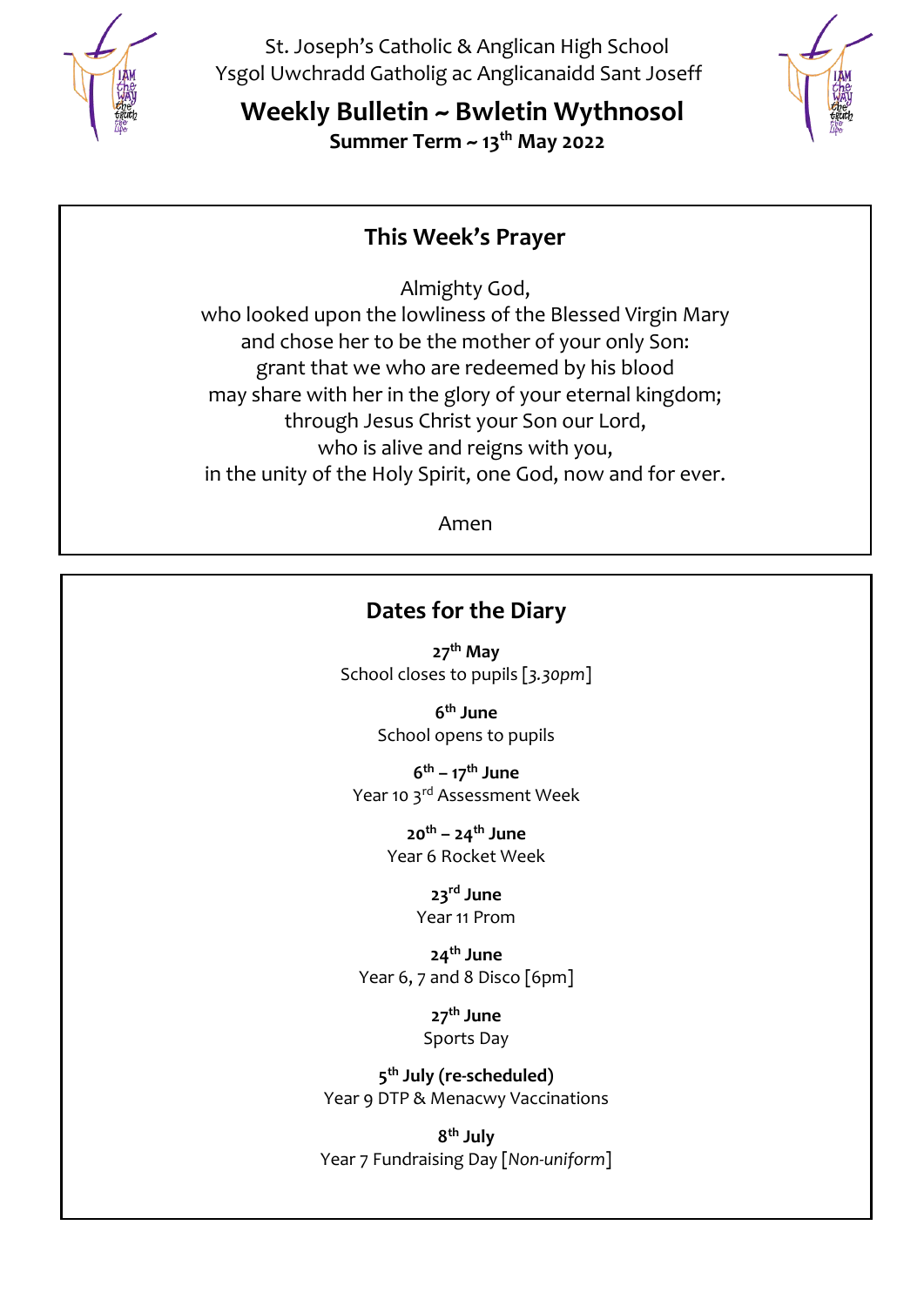St. Joseph's Catholic & Anglican High School
Ysgol Uwchradd Gatholig ac Anglicanaidd Sant Joseff

# Weekly Bulletin ~ Bwletin Wythnosol

**Summer Term ~ 13th May 2022**

## This Week's Prayer

Almighty God,
who looked upon the lowliness of the Blessed Virgin Mary
and chose her to be the mother of your only Son:
grant that we who are redeemed by his blood
may share with her in the glory of your eternal kingdom;
through Jesus Christ your Son our Lord,
who is alive and reigns with you,
in the unity of the Holy Spirit, one God, now and for ever.

Amen

## Dates for the Diary

**27th May**
School closes to pupils [*3.30pm*]

**6th June**
School opens to pupils

**6th – 17th June**
Year 10 3rd Assessment Week

**20th – 24th June**
Year 6 Rocket Week

**23rd June**
Year 11 Prom

**24th June**
Year 6, 7 and 8 Disco [6pm]

**27th June**
Sports Day

**5th July (re-scheduled)**
Year 9 DTP & Menacwy Vaccinations

**8th July**
Year 7 Fundraising Day [*Non-uniform*]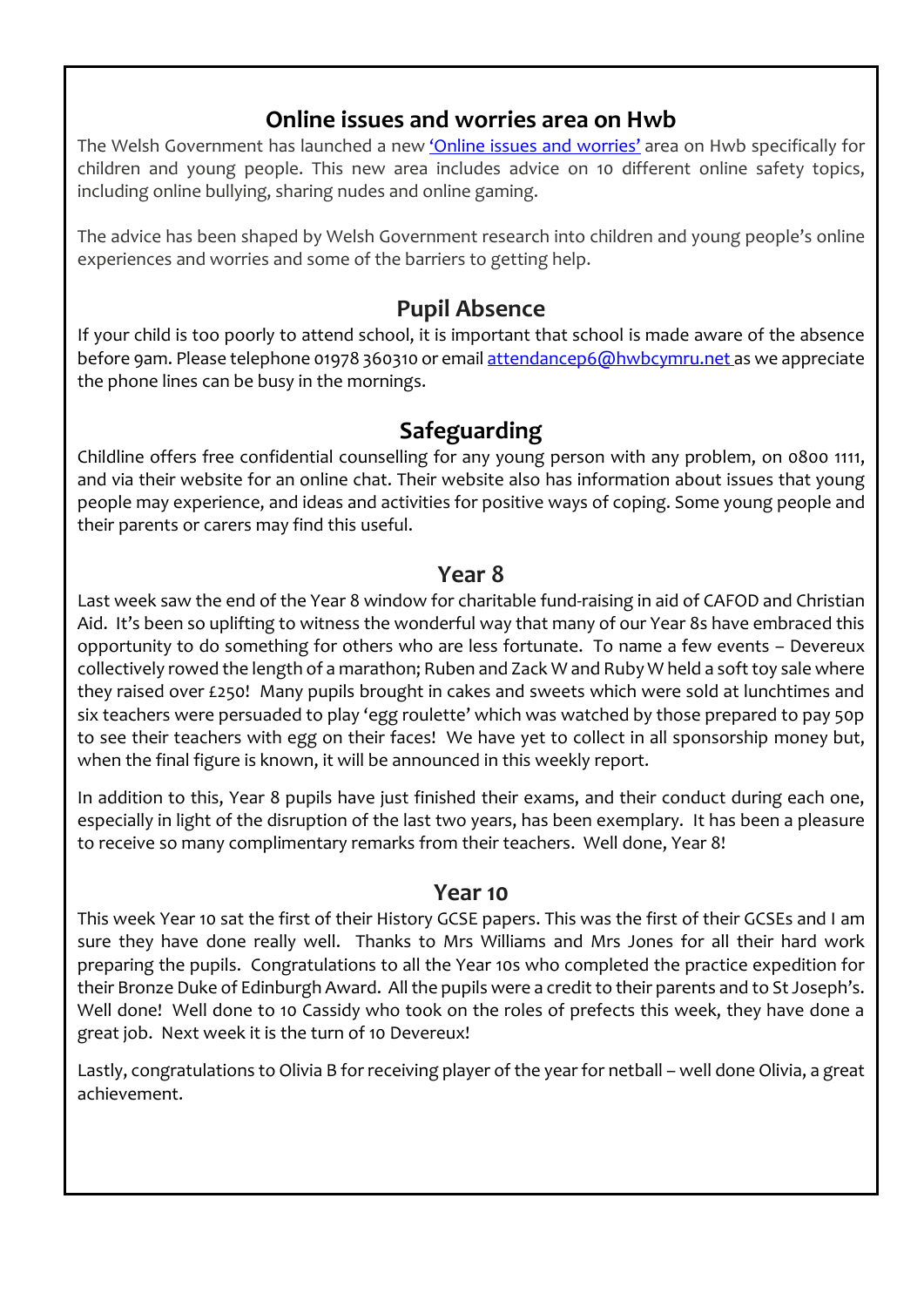## Online issues and worries area on Hwb

The Welsh Government has launched a new 'Online issues and worries' area on Hwb specifically for children and young people. This new area includes advice on 10 different online safety topics, including online bullying, sharing nudes and online gaming.

The advice has been shaped by Welsh Government research into children and young people's online experiences and worries and some of the barriers to getting help.

## Pupil Absence

If your child is too poorly to attend school, it is important that school is made aware of the absence before 9am. Please telephone 01978 360310 or email attendancep6@hwbcymru.net as we appreciate the phone lines can be busy in the mornings.

## Safeguarding

Childline offers free confidential counselling for any young person with any problem, on 0800 1111, and via their website for an online chat. Their website also has information about issues that young people may experience, and ideas and activities for positive ways of coping. Some young people and their parents or carers may find this useful.

## Year 8

Last week saw the end of the Year 8 window for charitable fund-raising in aid of CAFOD and Christian Aid. It's been so uplifting to witness the wonderful way that many of our Year 8s have embraced this opportunity to do something for others who are less fortunate. To name a few events – Devereux collectively rowed the length of a marathon; Ruben and Zack W and Ruby W held a soft toy sale where they raised over £250! Many pupils brought in cakes and sweets which were sold at lunchtimes and six teachers were persuaded to play 'egg roulette' which was watched by those prepared to pay 50p to see their teachers with egg on their faces! We have yet to collect in all sponsorship money but, when the final figure is known, it will be announced in this weekly report.

In addition to this, Year 8 pupils have just finished their exams, and their conduct during each one, especially in light of the disruption of the last two years, has been exemplary. It has been a pleasure to receive so many complimentary remarks from their teachers. Well done, Year 8!

## Year 10

This week Year 10 sat the first of their History GCSE papers. This was the first of their GCSEs and I am sure they have done really well. Thanks to Mrs Williams and Mrs Jones for all their hard work preparing the pupils. Congratulations to all the Year 10s who completed the practice expedition for their Bronze Duke of Edinburgh Award. All the pupils were a credit to their parents and to St Joseph's. Well done! Well done to 10 Cassidy who took on the roles of prefects this week, they have done a great job. Next week it is the turn of 10 Devereux!

Lastly, congratulations to Olivia B for receiving player of the year for netball – well done Olivia, a great achievement.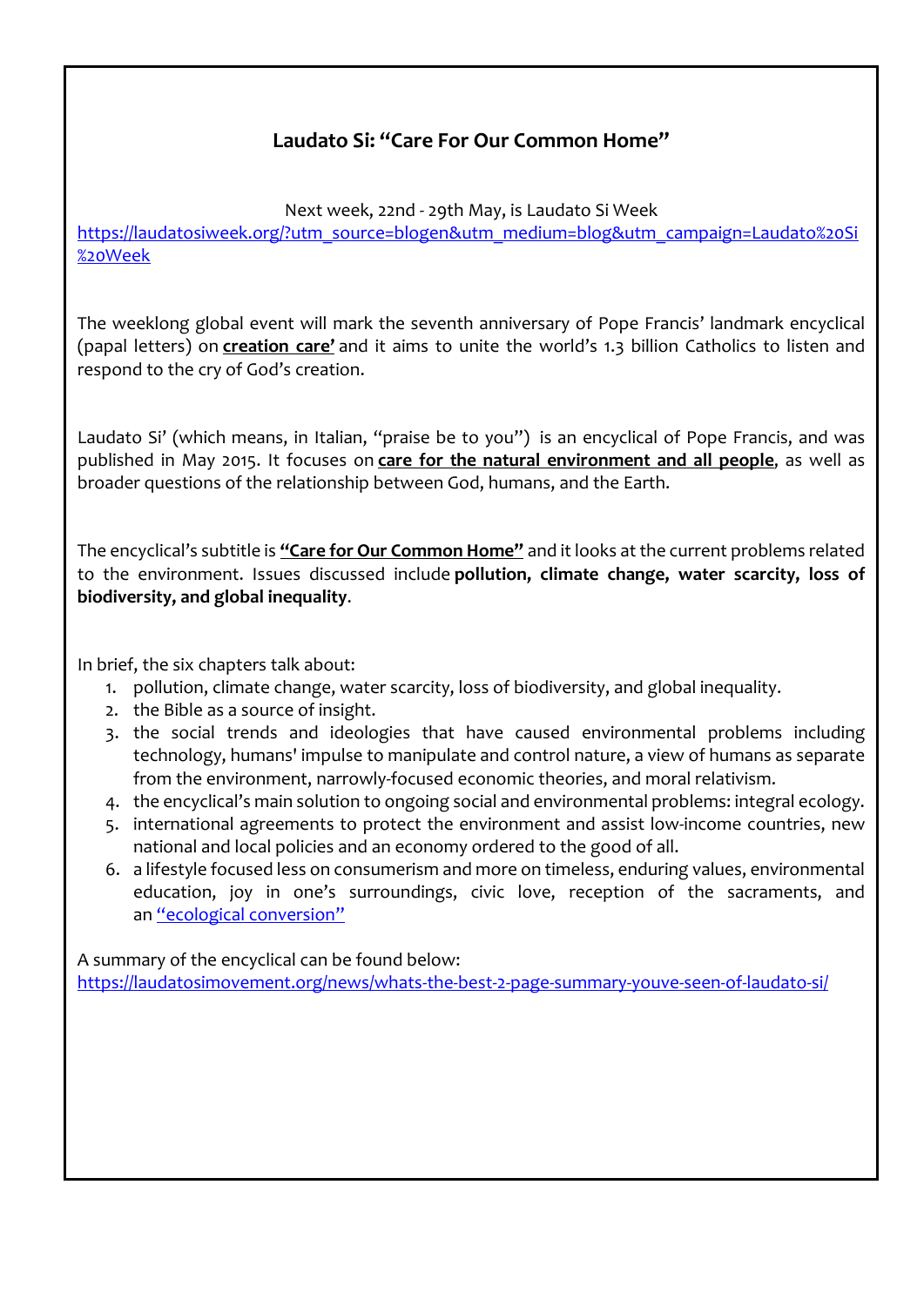## Laudato Si: "Care For Our Common Home"

Next week, 22nd - 29th May, is Laudato Si Week
[https://laudatosiweek.org/?utm_source=blogen&utm_medium=blog&utm_campaign=Laudato%20Si%20Week](https://laudatosiweek.org/?utm_source=blogen&utm_medium=blog&utm_campaign=Laudato%20Si%20Week)

The weeklong global event will mark the seventh anniversary of Pope Francis' landmark encyclical (papal letters) on **creation care'** and it aims to unite the world's 1.3 billion Catholics to listen and respond to the cry of God's creation.

Laudato Si' (which means, in Italian, "praise be to you") is an encyclical of Pope Francis, and was published in May 2015. It focuses on **care for the natural environment and all people**, as well as broader questions of the relationship between God, humans, and the Earth.

The encyclical's subtitle is **"Care for Our Common Home"** and it looks at the current problems related to the environment. Issues discussed include **pollution, climate change, water scarcity, loss of biodiversity, and global inequality**.

In brief, the six chapters talk about:

1. pollution, climate change, water scarcity, loss of biodiversity, and global inequality.
2. the Bible as a source of insight.
3. the social trends and ideologies that have caused environmental problems including technology, humans' impulse to manipulate and control nature, a view of humans as separate from the environment, narrowly-focused economic theories, and moral relativism.
4. the encyclical's main solution to ongoing social and environmental problems: integral ecology.
5. international agreements to protect the environment and assist low-income countries, new national and local policies and an economy ordered to the good of all.
6. a lifestyle focused less on consumerism and more on timeless, enduring values, environmental education, joy in one's surroundings, civic love, reception of the sacraments, and an "ecological conversion"

A summary of the encyclical can be found below:
[https://laudatosimovement.org/news/whats-the-best-2-page-summary-youve-seen-of-laudato-si/](https://laudatosimovement.org/news/whats-the-best-2-page-summary-youve-seen-of-laudato-si/)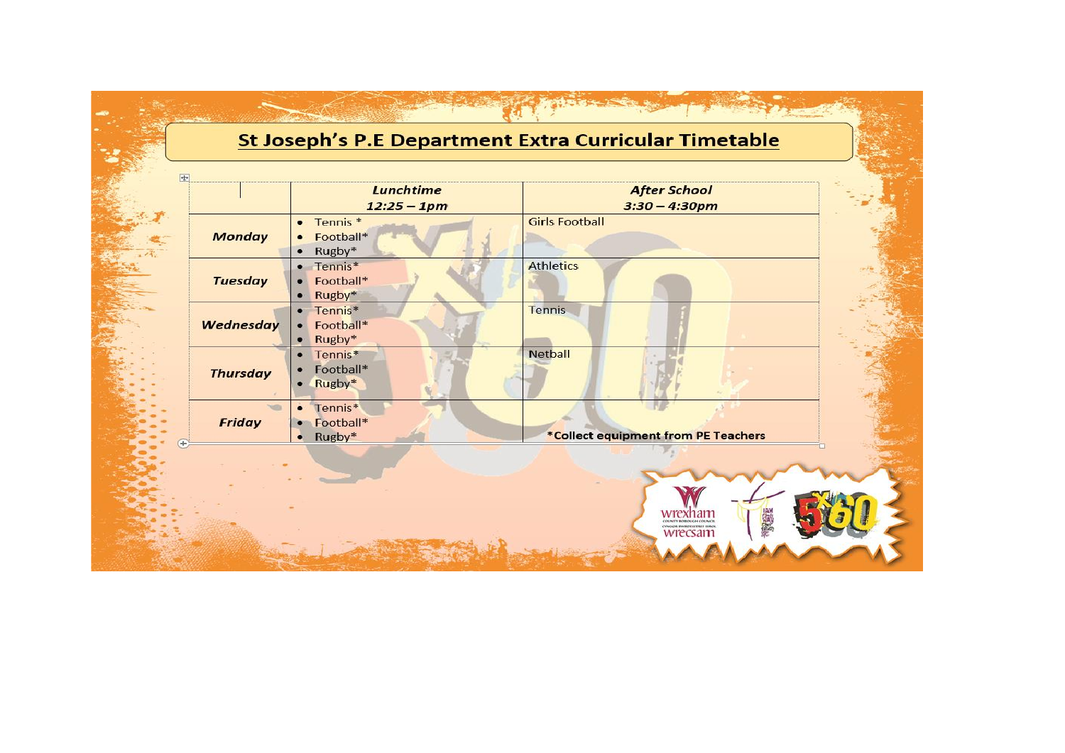## St Joseph's P.E Department Extra Curricular Timetable

| | ***Lunchtime*** ***12:25 – 1pm*** | ***After School*** ***3:30 – 4:30pm*** |
|---|---|---|
| ***Monday*** | • Tennis * • Football* • Rugby* | Girls Football |
| ***Tuesday*** | • Tennis* • Football* • Rugby* | Athletics |
| ***Wednesday*** | • Tennis* • Football* • Rugby* | Tennis |
| ***Thursday*** | • Tennis* • Football* • Rugby* | Netball |
| ***Friday*** | • Tennis* • Football* • Rugby* | **\*Collect equipment from PE Teachers** |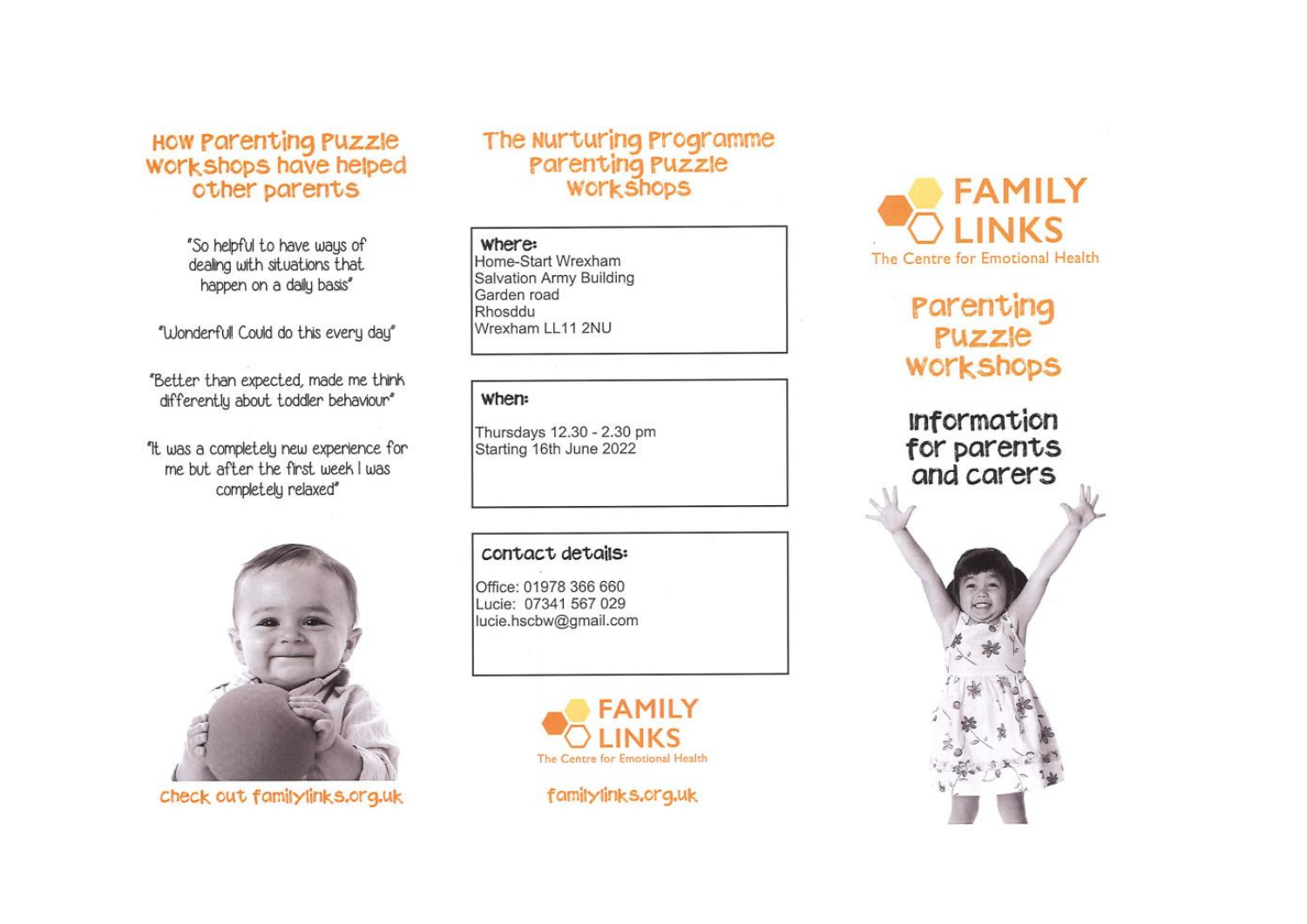## How Parenting Puzzle Workshops have helped other parents

"So helpful to have ways of dealing with situations that happen on a daily basis"

"Wonderful! Could do this every day"

"Better than expected, made me think differently about toddler behaviour"

"It was a completely new experience for me but after the first week I was completely relaxed"

Check out familylinks.org.uk

## The Nurturing Programme Parenting Puzzle Workshops

**Where:**
Home-Start Wrexham
Salvation Army Building
Garden road
Rhosddu
Wrexham LL11 2NU

**When:**
Thursdays 12.30 - 2.30 pm
Starting 16th June 2022

**Contact details:**
Office: 01978 366 660
Lucie: 07341 567 029
lucie.hscbw@gmail.com

FAMILY LINKS
The Centre for Emotional Health

familylinks.org.uk

FAMILY LINKS
The Centre for Emotional Health

# Parenting Puzzle Workshops

## Information for parents and carers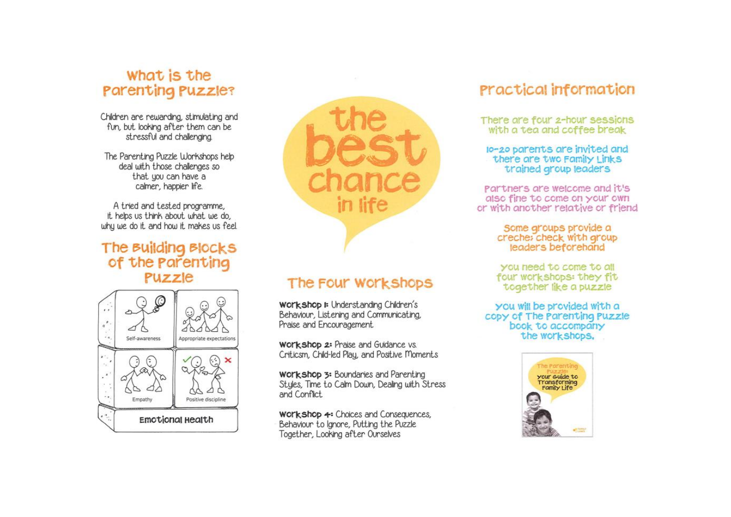## What is the Parenting Puzzle?

Children are rewarding, stimulating and fun, but looking after them can be stressful and challenging.

The Parenting Puzzle Workshops help deal with those challenges so that you can have a calmer, happier life.

A tried and tested programme, it helps us think about what we do, why we do it and how it makes us feel.

## The Building Blocks of the Parenting Puzzle

Self-awareness

Appropriate expectations

Empathy

Positive discipline

Emotional Health

# the best chance in life

## The Four Workshops

**Workshop 1:** Understanding Children's Behaviour, Listening and Communicating, Praise and Encouragement

**Workshop 2:** Praise and Guidance vs. Criticsm, Child-led Play, and Positive Moments

**Workshop 3:** Boundaries and Parenting Styles, Time to Calm Down, Dealing with Stress and Conflict

**Workshop 4:** Choices and Consequences, Behaviour to Ignore, Putting the Puzzle Together, Looking after Ourselves

## Practical information

There are four 2-hour sessions with a tea and coffee break

10-20 parents are invited and there are two Family Links trained group leaders

Partners are welcome and it's also fine to come on your own or with another relative or friend

Some groups provide a creche; check with group leaders beforehand

You need to come to all four workshops: they fit together like a puzzle

You will be provided with a copy of The Parenting Puzzle book to accompany the workshops.

The Parenting Puzzle: Your Guide to Transforming Family Life